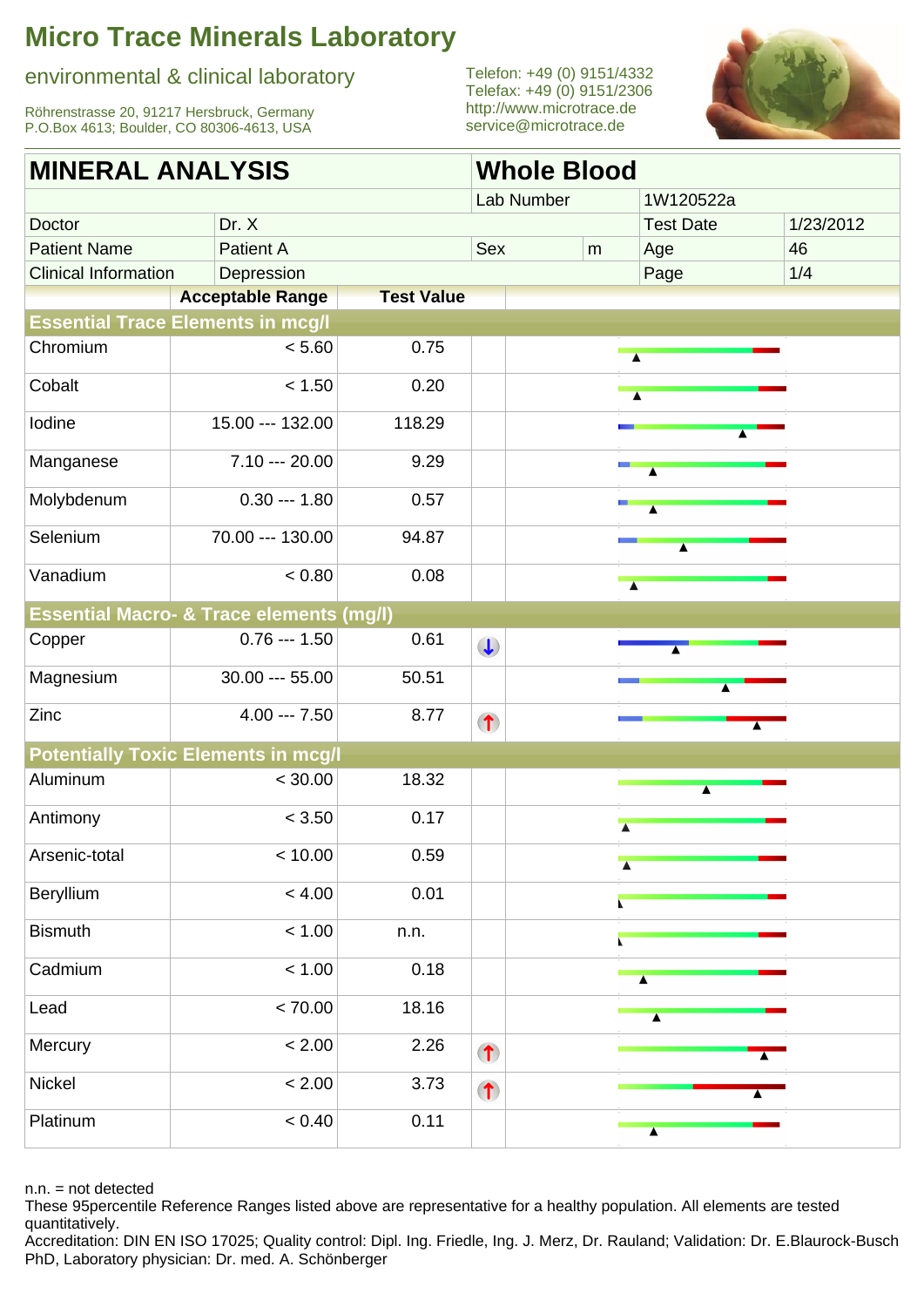# Micro Trace Minerals Laboratory

environmental & clinical laboratory

Röhrenstrasse 20, 91217 Hersbruck, Germany
P.O.Box 4613; Boulder, CO 80306-4613, USA

Telefon: +49 (0) 9151/4332
Telefax: +49 (0) 9151/2306
http://www.microtrace.de
service@microtrace.de

## MINERAL ANALYSIS — Whole Blood

| | | | | | |
|---|---|---|---|---|---|
| | | Lab Number | | 1W120522a | |
| Doctor | Dr. X | | | Test Date | 1/23/2012 |
| Patient Name | Patient A | Sex | m | Age | 46 |
| Clinical Information | Depression | | | Page | 1/4 |

| | Acceptable Range | Test Value | |
|---|---|---|---|
| **Essential Trace Elements in mcg/l** | | | |
| Chromium | < 5.60 | 0.75 | |
| Cobalt | < 1.50 | 0.20 | |
| Iodine | 15.00 --- 132.00 | 118.29 | |
| Manganese | 7.10 --- 20.00 | 9.29 | |
| Molybdenum | 0.30 --- 1.80 | 0.57 | |
| Selenium | 70.00 --- 130.00 | 94.87 | |
| Vanadium | < 0.80 | 0.08 | |
| **Essential Macro- & Trace elements (mg/l)** | | | |
| Copper | 0.76 --- 1.50 | 0.61 | ↓ |
| Magnesium | 30.00 --- 55.00 | 50.51 | |
| Zinc | 4.00 --- 7.50 | 8.77 | ↑ |
| **Potentially Toxic Elements in mcg/l** | | | |
| Aluminum | < 30.00 | 18.32 | |
| Antimony | < 3.50 | 0.17 | |
| Arsenic-total | < 10.00 | 0.59 | |
| Beryllium | < 4.00 | 0.01 | |
| Bismuth | < 1.00 | n.n. | |
| Cadmium | < 1.00 | 0.18 | |
| Lead | < 70.00 | 18.16 | |
| Mercury | < 2.00 | 2.26 | ↑ |
| Nickel | < 2.00 | 3.73 | ↑ |
| Platinum | < 0.40 | 0.11 | |

n.n. = not detected

These 95percentile Reference Ranges listed above are representative for a healthy population. All elements are tested quantitatively.

Accreditation: DIN EN ISO 17025; Quality control: Dipl. Ing. Friedle, Ing. J. Merz, Dr. Rauland; Validation: Dr. E.Blaurock-Busch PhD, Laboratory physician: Dr. med. A. Schönberger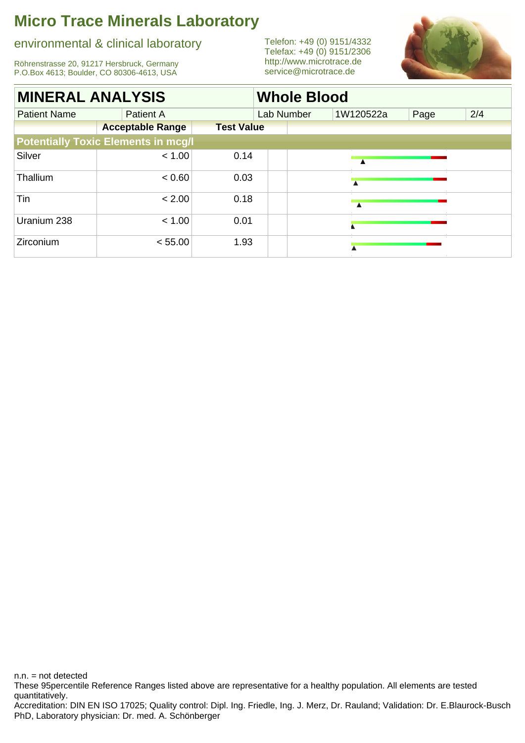# Micro Trace Minerals Laboratory

environmental & clinical laboratory

Röhrenstrasse 20, 91217 Hersbruck, Germany
P.O.Box 4613; Boulder, CO 80306-4613, USA

Telefon: +49 (0) 9151/4332
Telefax: +49 (0) 9151/2306
http://www.microtrace.de
service@microtrace.de

| MINERAL ANALYSIS | | | Whole Blood | | | |
|---|---|---|---|---|---|---|
| Patient Name | Patient A | | Lab Number | 1W120522a | Page | 2/4 |

| | Acceptable Range | Test Value |
|---|---|---|
| **Potentially Toxic Elements in mcg/l** | | |
| Silver | < 1.00 | 0.14 |
| Thallium | < 0.60 | 0.03 |
| Tin | < 2.00 | 0.18 |
| Uranium 238 | < 1.00 | 0.01 |
| Zirconium | < 55.00 | 1.93 |

n.n. = not detected
These 95percentile Reference Ranges listed above are representative for a healthy population. All elements are tested quantitatively.
Accreditation: DIN EN ISO 17025; Quality control: Dipl. Ing. Friedle, Ing. J. Merz, Dr. Rauland; Validation: Dr. E.Blaurock-Busch PhD, Laboratory physician: Dr. med. A. Schönberger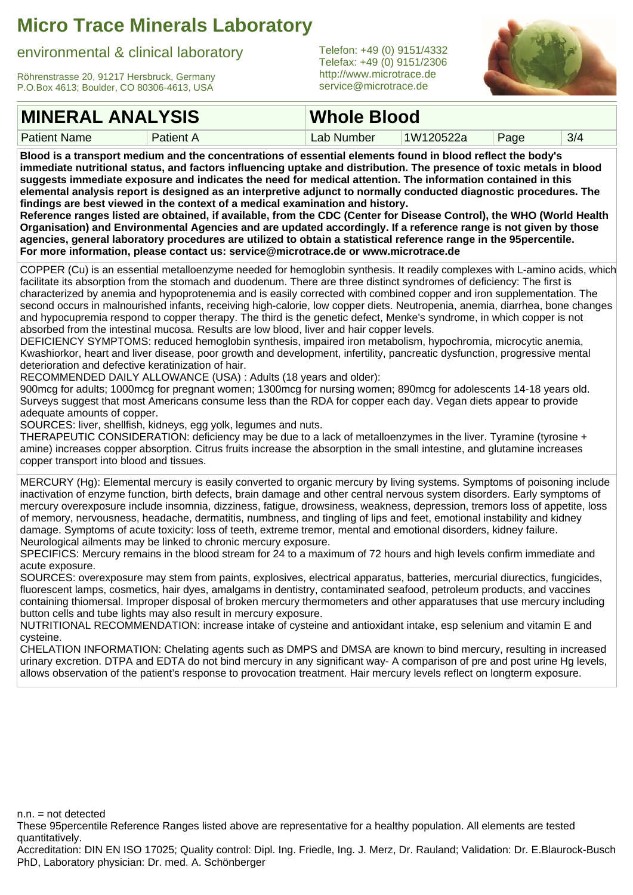# Micro Trace Minerals Laboratory

environmental & clinical laboratory

Röhrenstrasse 20, 91217 Hersbruck, Germany
P.O.Box 4613; Boulder, CO 80306-4613, USA

Telefon: +49 (0) 9151/4332
Telefax: +49 (0) 9151/2306
http://www.microtrace.de
service@microtrace.de

| MINERAL ANALYSIS | | Whole Blood | | | |
|---|---|---|---|---|---|
| Patient Name | Patient A | Lab Number | 1W120522a | Page | 3/4 |

**Blood is a transport medium and the concentrations of essential elements found in blood reflect the body's immediate nutritional status, and factors influencing uptake and distribution. The presence of toxic metals in blood suggests immediate exposure and indicates the need for medical attention. The information contained in this elemental analysis report is designed as an interpretive adjunct to normally conducted diagnostic procedures. The findings are best viewed in the context of a medical examination and history.**
**Reference ranges listed are obtained, if available, from the CDC (Center for Disease Control), the WHO (World Health Organisation) and Environmental Agencies and are updated accordingly. If a reference range is not given by those agencies, general laboratory procedures are utilized to obtain a statistical reference range in the 95percentile.**
**For more information, please contact us: service@microtrace.de or www.microtrace.de**

COPPER (Cu) is an essential metalloenzyme needed for hemoglobin synthesis. It readily complexes with L-amino acids, which facilitate its absorption from the stomach and duodenum. There are three distinct syndromes of deficiency: The first is characterized by anemia and hypoprotenemia and is easily corrected with combined copper and iron supplementation. The second occurs in malnourished infants, receiving high-calorie, low copper diets. Neutropenia, anemia, diarrhea, bone changes and hypocupremia respond to copper therapy. The third is the genetic defect, Menke's syndrome, in which copper is not absorbed from the intestinal mucosa. Results are low blood, liver and hair copper levels.
DEFICIENCY SYMPTOMS: reduced hemoglobin synthesis, impaired iron metabolism, hypochromia, microcytic anemia, Kwashiorkor, heart and liver disease, poor growth and development, infertility, pancreatic dysfunction, progressive mental deterioration and defective keratinization of hair.
RECOMMENDED DAILY ALLOWANCE (USA) : Adults (18 years and older):
900mcg for adults; 1000mcg for pregnant women; 1300mcg for nursing women; 890mcg for adolescents 14-18 years old. Surveys suggest that most Americans consume less than the RDA for copper each day. Vegan diets appear to provide adequate amounts of copper.
SOURCES: liver, shellfish, kidneys, egg yolk, legumes and nuts.
THERAPEUTIC CONSIDERATION: deficiency may be due to a lack of metalloenzymes in the liver. Tyramine (tyrosine + amine) increases copper absorption. Citrus fruits increase the absorption in the small intestine, and glutamine increases copper transport into blood and tissues.

MERCURY (Hg): Elemental mercury is easily converted to organic mercury by living systems. Symptoms of poisoning include inactivation of enzyme function, birth defects, brain damage and other central nervous system disorders. Early symptoms of mercury overexposure include insomnia, dizziness, fatigue, drowsiness, weakness, depression, tremors loss of appetite, loss of memory, nervousness, headache, dermatitis, numbness, and tingling of lips and feet, emotional instability and kidney damage. Symptoms of acute toxicity: loss of teeth, extreme tremor, mental and emotional disorders, kidney failure. Neurological ailments may be linked to chronic mercury exposure.
SPECIFICS: Mercury remains in the blood stream for 24 to a maximum of 72 hours and high levels confirm immediate and acute exposure.
SOURCES: overexposure may stem from paints, explosives, electrical apparatus, batteries, mercurial diurectics, fungicides, fluorescent lamps, cosmetics, hair dyes, amalgams in dentistry, contaminated seafood, petroleum products, and vaccines containing thiomersal. Improper disposal of broken mercury thermometers and other apparatuses that use mercury including button cells and tube lights may also result in mercury exposure.
NUTRITIONAL RECOMMENDATION: increase intake of cysteine and antioxidant intake, esp selenium and vitamin E and cysteine.
CHELATION INFORMATION: Chelating agents such as DMPS and DMSA are known to bind mercury, resulting in increased urinary excretion. DTPA and EDTA do not bind mercury in any significant way- A comparison of pre and post urine Hg levels, allows observation of the patient's response to provocation treatment. Hair mercury levels reflect on longterm exposure.

n.n. = not detected
These 95percentile Reference Ranges listed above are representative for a healthy population. All elements are tested quantitatively.
Accreditation: DIN EN ISO 17025; Quality control: Dipl. Ing. Friedle, Ing. J. Merz, Dr. Rauland; Validation: Dr. E.Blaurock-Busch PhD, Laboratory physician: Dr. med. A. Schönberger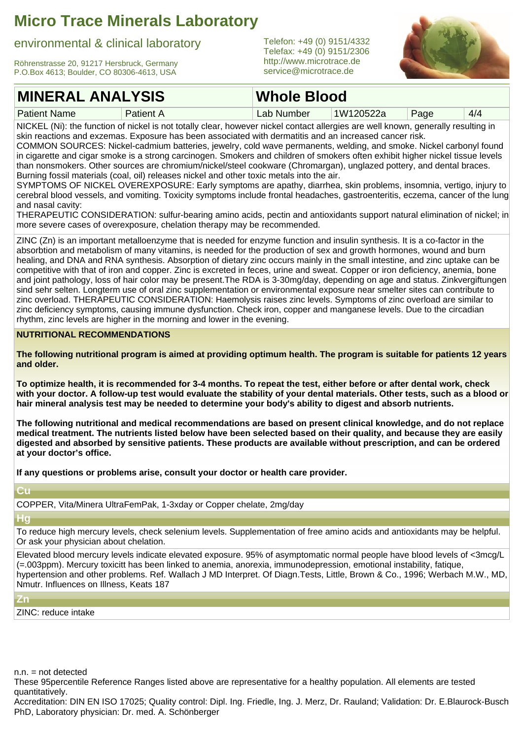# Micro Trace Minerals Laboratory

environmental & clinical laboratory

Röhrenstrasse 20, 91217 Hersbruck, Germany
P.O.Box 4613; Boulder, CO 80306-4613, USA

Telefon: +49 (0) 9151/4332
Telefax: +49 (0) 9151/2306
http://www.microtrace.de
service@microtrace.de

| MINERAL ANALYSIS | | Whole Blood | | | |
|---|---|---|---|---|---|
| Patient Name | Patient A | Lab Number | 1W120522a | Page | 4/4 |

NICKEL (Ni): the function of nickel is not totally clear, however nickel contact allergies are well known, generally resulting in skin reactions and exzemas. Exposure has been associated with dermatitis and an increased cancer risk.
COMMON SOURCES: Nickel-cadmium batteries, jewelry, cold wave permanents, welding, and smoke. Nickel carbonyl found in cigarette and cigar smoke is a strong carcinogen. Smokers and children of smokers often exhibit higher nickel tissue levels than nonsmokers. Other sources are chromium/nickel/steel cookware (Chromargan), unglazed pottery, and dental braces. Burning fossil materials (coal, oil) releases nickel and other toxic metals into the air.
SYMPTOMS OF NICKEL OVEREXPOSURE: Early symptoms are apathy, diarrhea, skin problems, insomnia, vertigo, injury to cerebral blood vessels, and vomiting. Toxicity symptoms include frontal headaches, gastroenteritis, eczema, cancer of the lung and nasal cavity:
THERAPEUTIC CONSIDERATION: sulfur-bearing amino acids, pectin and antioxidants support natural elimination of nickel; in more severe cases of overexposure, chelation therapy may be recommended.

ZINC (Zn) is an important metalloenzyme that is needed for enzyme function and insulin synthesis. It is a co-factor in the absorbtion and metabolism of many vitamins, is needed for the production of sex and growth hormones, wound and burn healing, and DNA and RNA synthesis. Absorption of dietary zinc occurs mainly in the small intestine, and zinc uptake can be competitive with that of iron and copper. Zinc is excreted in feces, urine and sweat. Copper or iron deficiency, anemia, bone and joint pathology, loss of hair color may be present.The RDA is 3-30mg/day, depending on age and status. Zinkvergiftungen sind sehr selten. Longterm use of oral zinc supplementation or environmental exposure near smelter sites can contribute to zinc overload. THERAPEUTIC CONSIDERATION: Haemolysis raises zinc levels. Symptoms of zinc overload are similar to zinc deficiency symptoms, causing immune dysfunction. Check iron, copper and manganese levels. Due to the circadian rhythm, zinc levels are higher in the morning and lower in the evening.

**NUTRITIONAL RECOMMENDATIONS**

**The following nutritional program is aimed at providing optimum health. The program is suitable for patients 12 years and older.**

**To optimize health, it is recommended for 3-4 months. To repeat the test, either before or after dental work, check with your doctor. A follow-up test would evaluate the stability of your dental materials. Other tests, such as a blood or hair mineral analysis test may be needed to determine your body's ability to digest and absorb nutrients.**

**The following nutritional and medical recommendations are based on present clinical knowledge, and do not replace medical treatment. The nutrients listed below have been selected based on their quality, and because they are easily digested and absorbed by sensitive patients. These products are available without prescription, and can be ordered at your doctor's office.**

**If any questions or problems arise, consult your doctor or health care provider.**

**Cu**

COPPER, Vita/Minera UltraFemPak, 1-3xday or Copper chelate, 2mg/day

**Hg**

To reduce high mercury levels, check selenium levels. Supplementation of free amino acids and antioxidants may be helpful. Or ask your physician about chelation.

Elevated blood mercury levels indicate elevated exposure. 95% of asymptomatic normal people have blood levels of <3mcg/L (=.003ppm). Mercury toxicitt has been linked to anemia, anorexia, immunodepression, emotional instability, fatique, hypertension and other problems. Ref. Wallach J MD Interpret. Of Diagn.Tests, Little, Brown & Co., 1996; Werbach M.W., MD, Nmutr. Influences on Illness, Keats 187

**Zn**

ZINC: reduce intake

n.n. = not detected
These 95percentile Reference Ranges listed above are representative for a healthy population. All elements are tested quantitatively.
Accreditation: DIN EN ISO 17025; Quality control: Dipl. Ing. Friedle, Ing. J. Merz, Dr. Rauland; Validation: Dr. E.Blaurock-Busch PhD, Laboratory physician: Dr. med. A. Schönberger